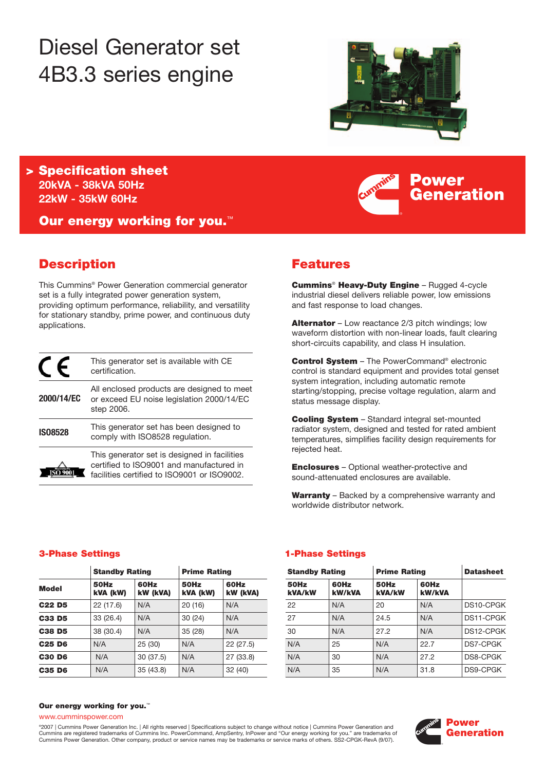# Diesel Generator set 4B3.3 series engine

> **Specification sheet**
> **20kVA - 38kVA 50Hz**
> **22kW - 35kW 60Hz**

**Our energy working for you.™**

**Power Generation**

## Description

This Cummins® Power Generation commercial generator set is a fully integrated power generation system, providing optimum performance, reliability, and versatility for stationary standby, prime power, and continuous duty applications.

| | |
|---|---|
| CE | This generator set is available with CE certification. |
| **2000/14/EC** | All enclosed products are designed to meet or exceed EU noise legislation 2000/14/EC step 2006. |
| **ISO8528** | This generator set has been designed to comply with ISO8528 regulation. |
| ISO 9001 | This generator set is designed in facilities certified to ISO9001 and manufactured in facilities certified to ISO9001 or ISO9002. |

## Features

**Cummins® Heavy-Duty Engine** – Rugged 4-cycle industrial diesel delivers reliable power, low emissions and fast response to load changes.

**Alternator** – Low reactance 2/3 pitch windings; low waveform distortion with non-linear loads, fault clearing short-circuits capability, and class H insulation.

**Control System** – The PowerCommand® electronic control is standard equipment and provides total genset system integration, including automatic remote starting/stopping, precise voltage regulation, alarm and status message display.

**Cooling System** – Standard integral set-mounted radiator system, designed and tested for rated ambient temperatures, simplifies facility design requirements for rejected heat.

**Enclosures** – Optional weather-protective and sound-attenuated enclosures are available.

**Warranty** – Backed by a comprehensive warranty and worldwide distributor network.

### 3-Phase Settings

| | Standby Rating | | Prime Rating | |
|---|---|---|---|---|
| **Model** | **50Hz kVA (kW)** | **60Hz kW (kVA)** | **50Hz kVA (kW)** | **60Hz kW (kVA)** |
| **C22 D5** | 22 (17.6) | N/A | 20 (16) | N/A |
| **C33 D5** | 33 (26.4) | N/A | 30 (24) | N/A |
| **C38 D5** | 38 (30.4) | N/A | 35 (28) | N/A |
| **C25 D6** | N/A | 25 (30) | N/A | 22 (27.5) |
| **C30 D6** | N/A | 30 (37.5) | N/A | 27 (33.8) |
| **C35 D6** | N/A | 35 (43.8) | N/A | 32 (40) |

### 1-Phase Settings

| Standby Rating | | Prime Rating | | Datasheet |
|---|---|---|---|---|
| **50Hz kVA/kW** | **60Hz kW/kVA** | **50Hz kVA/kW** | **60Hz kW/kVA** | |
| 22 | N/A | 20 | N/A | DS10-CPGK |
| 27 | N/A | 24.5 | N/A | DS11-CPGK |
| 30 | N/A | 27.2 | N/A | DS12-CPGK |
| N/A | 25 | N/A | 22.7 | DS7-CPGK |
| N/A | 30 | N/A | 27.2 | DS8-CPGK |
| N/A | 35 | N/A | 31.8 | DS9-CPGK |

**Our energy working for you.™**

www.cumminspower.com

©2007 | Cummins Power Generation Inc. | All rights reserved | Specifications subject to change without notice | Cummins Power Generation and Cummins are registered trademarks of Cummins Inc. PowerCommand, AmpSentry, InPower and "Our energy working for you." are trademarks of Cummins Power Generation. Other company, product or service names may be trademarks or service marks of others. SS2-CPGK-RevA (9/07).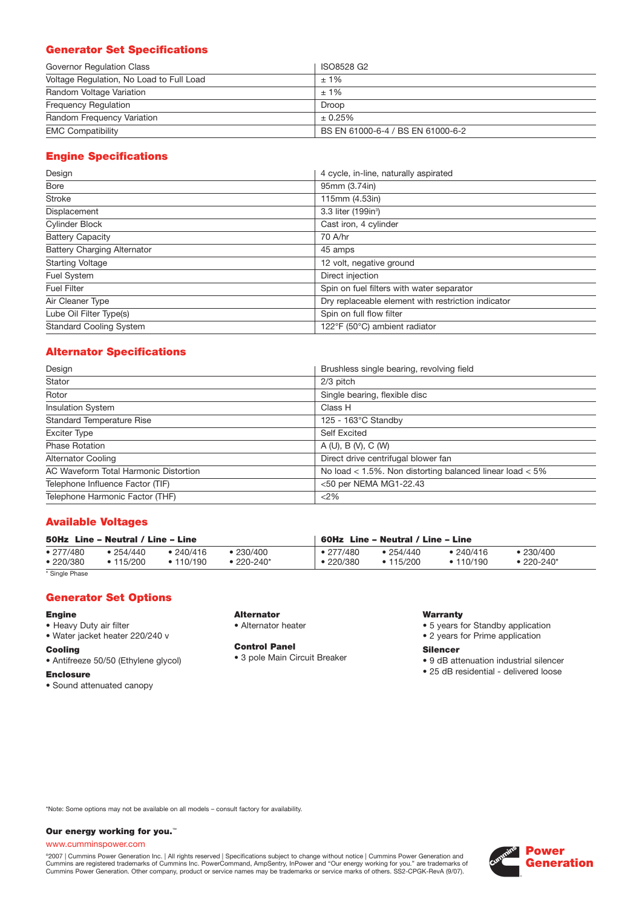## Generator Set Specifications

| | |
|---|---|
| Governor Regulation Class | ISO8528 G2 |
| Voltage Regulation, No Load to Full Load | ± 1% |
| Random Voltage Variation | ± 1% |
| Frequency Regulation | Droop |
| Random Frequency Variation | ± 0.25% |
| EMC Compatibility | BS EN 61000-6-4 / BS EN 61000-6-2 |

## Engine Specifications

| | |
|---|---|
| Design | 4 cycle, in-line, naturally aspirated |
| Bore | 95mm (3.74in) |
| Stroke | 115mm (4.53in) |
| Displacement | 3.3 liter (199in³) |
| Cylinder Block | Cast iron, 4 cylinder |
| Battery Capacity | 70 A/hr |
| Battery Charging Alternator | 45 amps |
| Starting Voltage | 12 volt, negative ground |
| Fuel System | Direct injection |
| Fuel Filter | Spin on fuel filters with water separator |
| Air Cleaner Type | Dry replaceable element with restriction indicator |
| Lube Oil Filter Type(s) | Spin on full flow filter |
| Standard Cooling System | 122°F (50°C) ambient radiator |

## Alternator Specifications

| | |
|---|---|
| Design | Brushless single bearing, revolving field |
| Stator | 2/3 pitch |
| Rotor | Single bearing, flexible disc |
| Insulation System | Class H |
| Standard Temperature Rise | 125 - 163°C Standby |
| Exciter Type | Self Excited |
| Phase Rotation | A (U), B (V), C (W) |
| Alternator Cooling | Direct drive centrifugal blower fan |
| AC Waveform Total Harmonic Distortion | No load < 1.5%. Non distorting balanced linear load < 5% |
| Telephone Influence Factor (TIF) | <50 per NEMA MG1-22.43 |
| Telephone Harmonic Factor (THF) | <2% |

## Available Voltages

| 50Hz Line – Neutral / Line – Line | | | | 60Hz Line – Neutral / Line – Line | | | |
|---|---|---|---|---|---|---|---|
| • 277/480 | • 254/440 | • 240/416 | • 230/400 | • 277/480 | • 254/440 | • 240/416 | • 230/400 |
| • 220/380 | • 115/200 | • 110/190 | • 220-240* | • 220/380 | • 115/200 | • 110/190 | • 220-240* |

\* Single Phase

## Generator Set Options

**Engine**
- Heavy Duty air filter
- Water jacket heater 220/240 v

**Cooling**
- Antifreeze 50/50 (Ethylene glycol)

**Enclosure**
- Sound attenuated canopy

**Alternator**
- Alternator heater

**Control Panel**
- 3 pole Main Circuit Breaker

**Warranty**
- 5 years for Standby application
- 2 years for Prime application

**Silencer**
- 9 dB attenuation industrial silencer
- 25 dB residential - delivered loose

*Note: Some options may not be available on all models – consult factory for availability.

**Our energy working for you.™**

www.cumminspower.com

©2007 | Cummins Power Generation Inc. | All rights reserved | Specifications subject to change without notice | Cummins Power Generation and Cummins are registered trademarks of Cummins Inc. PowerCommand, AmpSentry, InPower and "Our energy working for you." are trademarks of Cummins Power Generation. Other company, product or service names may be trademarks or service marks of others. SS2-CPGK-RevA (9/07).

Power Generation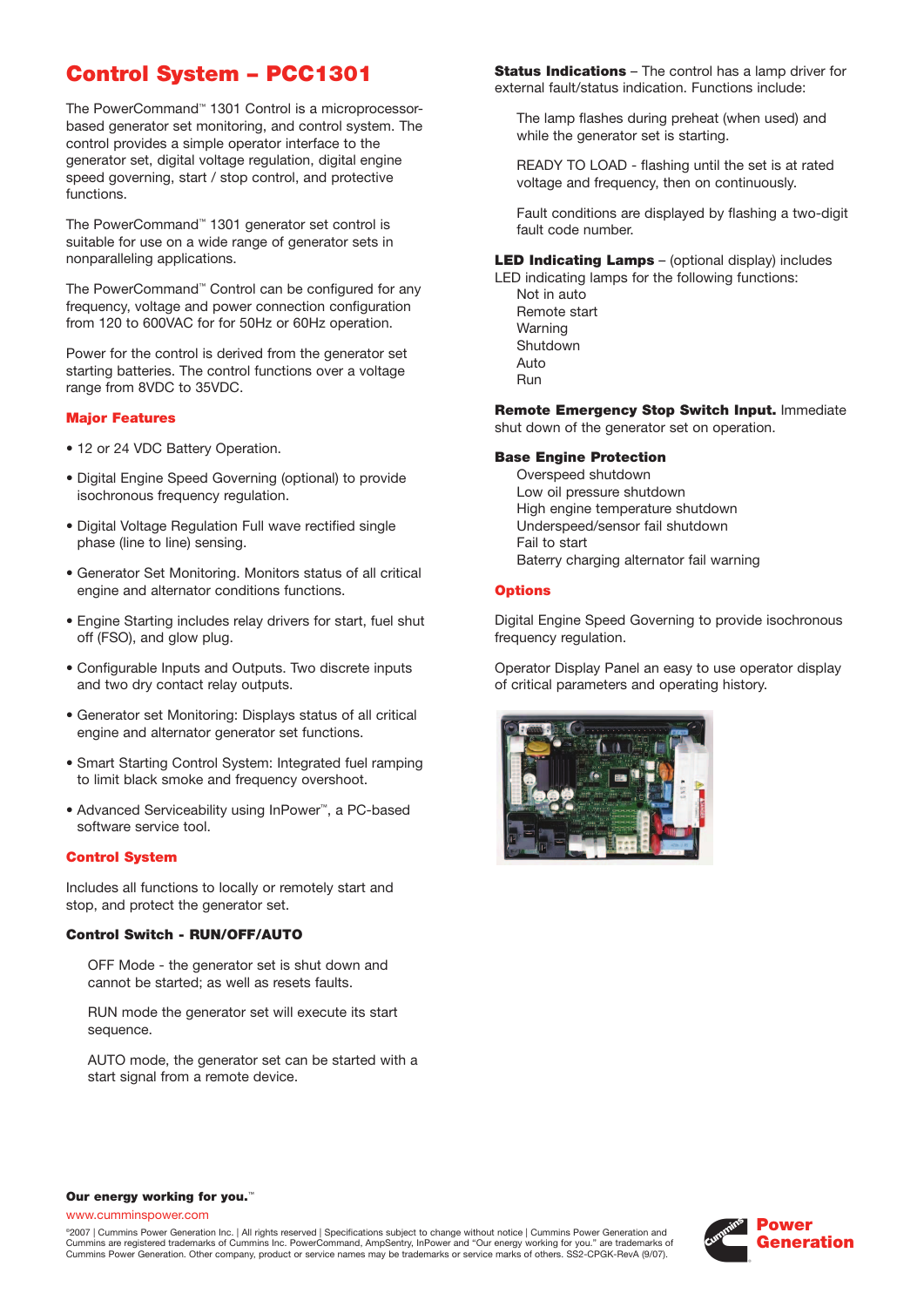# Control System – PCC1301

The PowerCommand™ 1301 Control is a microprocessor-based generator set monitoring, and control system. The control provides a simple operator interface to the generator set, digital voltage regulation, digital engine speed governing, start / stop control, and protective functions.

The PowerCommand™ 1301 generator set control is suitable for use on a wide range of generator sets in nonparalleling applications.

The PowerCommand™ Control can be configured for any frequency, voltage and power connection configuration from 120 to 600VAC for for 50Hz or 60Hz operation.

Power for the control is derived from the generator set starting batteries. The control functions over a voltage range from 8VDC to 35VDC.

## Major Features

- 12 or 24 VDC Battery Operation.
- Digital Engine Speed Governing (optional) to provide isochronous frequency regulation.
- Digital Voltage Regulation Full wave rectified single phase (line to line) sensing.
- Generator Set Monitoring. Monitors status of all critical engine and alternator conditions functions.
- Engine Starting includes relay drivers for start, fuel shut off (FSO), and glow plug.
- Configurable Inputs and Outputs. Two discrete inputs and two dry contact relay outputs.
- Generator set Monitoring: Displays status of all critical engine and alternator generator set functions.
- Smart Starting Control System: Integrated fuel ramping to limit black smoke and frequency overshoot.
- Advanced Serviceability using InPower™, a PC-based software service tool.

## Control System

Includes all functions to locally or remotely start and stop, and protect the generator set.

### Control Switch - RUN/OFF/AUTO

OFF Mode - the generator set is shut down and cannot be started; as well as resets faults.

RUN mode the generator set will execute its start sequence.

AUTO mode, the generator set can be started with a start signal from a remote device.

**Status Indications** – The control has a lamp driver for external fault/status indication. Functions include:

The lamp flashes during preheat (when used) and while the generator set is starting.

READY TO LOAD - flashing until the set is at rated voltage and frequency, then on continuously.

Fault conditions are displayed by flashing a two-digit fault code number.

**LED Indicating Lamps** – (optional display) includes LED indicating lamps for the following functions:

Not in auto
Remote start
Warning
Shutdown
Auto
Run

**Remote Emergency Stop Switch Input.** Immediate shut down of the generator set on operation.

### Base Engine Protection

Overspeed shutdown
Low oil pressure shutdown
High engine temperature shutdown
Underspeed/sensor fail shutdown
Fail to start
Baterry charging alternator fail warning

## Options

Digital Engine Speed Governing to provide isochronous frequency regulation.

Operator Display Panel an easy to use operator display of critical parameters and operating history.

**Our energy working for you.™**

www.cumminspower.com

©2007 | Cummins Power Generation Inc. | All rights reserved | Specifications subject to change without notice | Cummins Power Generation and Cummins are registered trademarks of Cummins Inc. PowerCommand, AmpSentry, InPower and "Our energy working for you." are trademarks of Cummins Power Generation. Other company, product or service names may be trademarks or service marks of others. SS2-CPGK-RevA (9/07).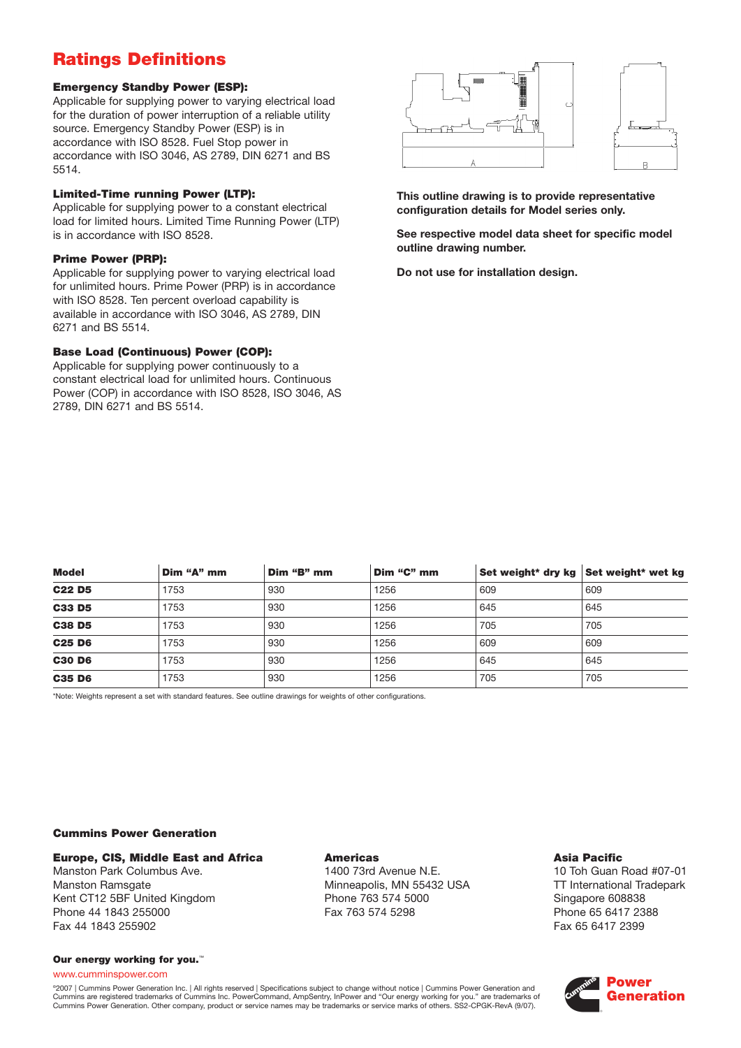## Ratings Definitions

**Emergency Standby Power (ESP):**
Applicable for supplying electrical power to varying electrical load for the duration of power interruption of a reliable utility source. Emergency Standby Power (ESP) is in accordance with ISO 8528. Fuel Stop power in accordance with ISO 3046, AS 2789, DIN 6271 and BS 5514.

**Limited-Time running Power (LTP):**
Applicable for supplying power to a constant electrical load for limited hours. Limited Time Running Power (LTP) is in accordance with ISO 8528.

**Prime Power (PRP):**
Applicable for supplying power to varying electrical load for unlimited hours. Prime Power (PRP) is in accordance with ISO 8528. Ten percent overload capability is available in accordance with ISO 3046, AS 2789, DIN 6271 and BS 5514.

**Base Load (Continuous) Power (COP):**
Applicable for supplying power continuously to a constant electrical load for unlimited hours. Continuous Power (COP) in accordance with ISO 8528, ISO 3046, AS 2789, DIN 6271 and BS 5514.

A

B

C

**This outline drawing is to provide representative configuration details for Model series only.**

**See respective model data sheet for specific model outline drawing number.**

**Do not use for installation design.**

| Model | Dim "A" mm | Dim "B" mm | Dim "C" mm | Set weight* dry kg | Set weight* wet kg |
|---|---|---|---|---|---|
| **C22 D5** | 1753 | 930 | 1256 | 609 | 609 |
| **C33 D5** | 1753 | 930 | 1256 | 645 | 645 |
| **C38 D5** | 1753 | 930 | 1256 | 705 | 705 |
| **C25 D6** | 1753 | 930 | 1256 | 609 | 609 |
| **C30 D6** | 1753 | 930 | 1256 | 645 | 645 |
| **C35 D6** | 1753 | 930 | 1256 | 705 | 705 |

*Note: Weights represent a set with standard features. See outline drawings for weights of other configurations.

**Cummins Power Generation**

**Europe, CIS, Middle East and Africa**
Manston Park Columbus Ave.
Manston Ramsgate
Kent CT12 5BF United Kingdom
Phone 44 1843 255000
Fax 44 1843 255902

**Americas**
1400 73rd Avenue N.E.
Minneapolis, MN 55432 USA
Phone 763 574 5000
Fax 763 574 5298

**Asia Pacific**
10 Toh Guan Road #07-01
TT International Tradepark
Singapore 608838
Phone 65 6417 2388
Fax 65 6417 2399

**Our energy working for you.**™

www.cumminspower.com

©2007 | Cummins Power Generation Inc. | All rights reserved | Specifications subject to change without notice | Cummins Power Generation and Cummins are registered trademarks of Cummins Inc. PowerCommand, AmpSentry, InPower and "Our energy working for you." are trademarks of Cummins Power Generation. Other company, product or service names may be trademarks or service marks of others. SS2-CPGK-RevA (9/07).

Cummins Power Generation